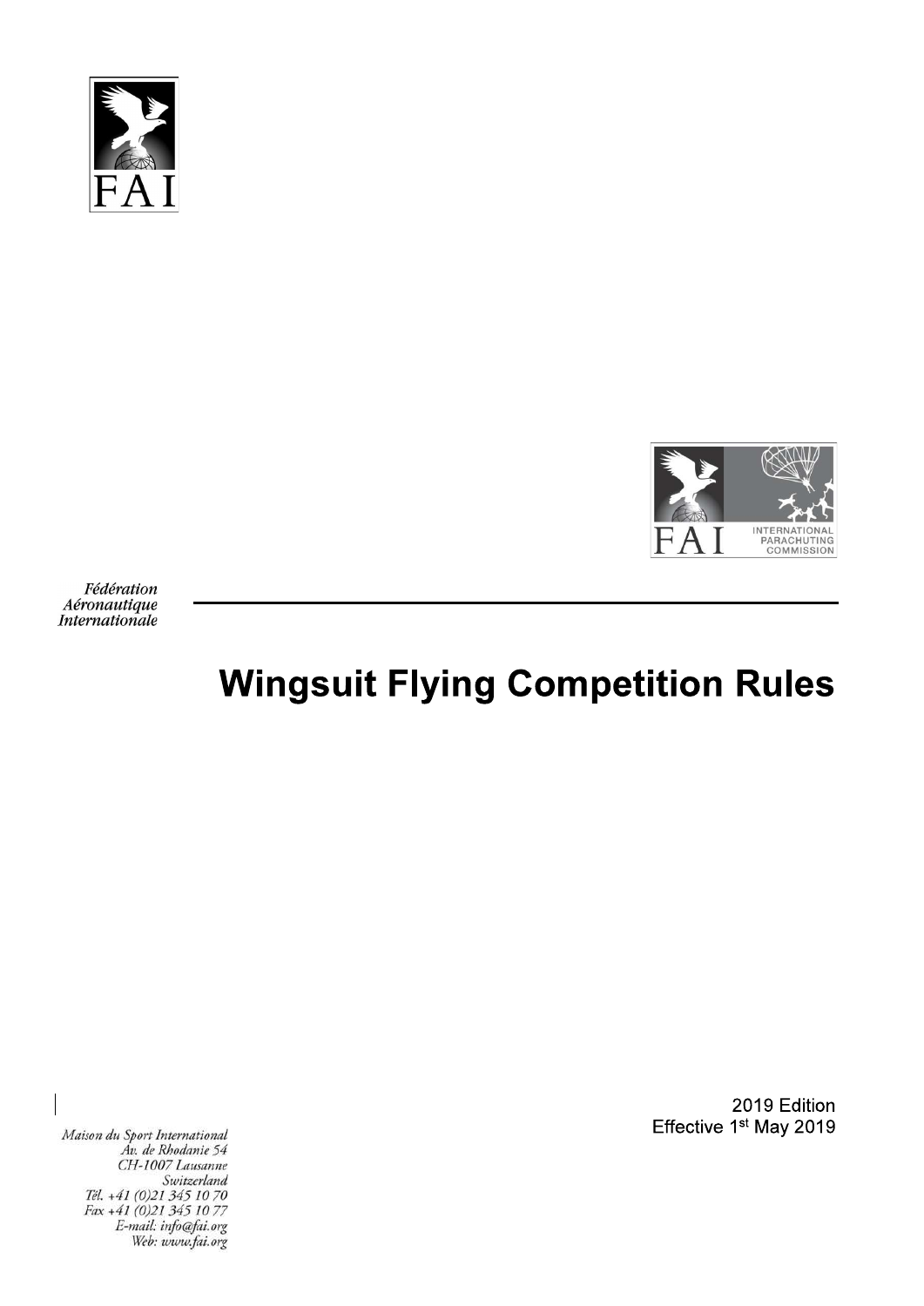FAI

FAI INTERNATIONAL PARACHUTING COMMISSION

Fédération Aéronautique Internationale

# Wingsuit Flying Competition Rules

2019 Edition
Effective 1st May 2019

Maison du Sport International
Av. de Rhodanie 54
CH-1007 Lausanne
Switzerland
Tél. +41 (0)21 345 10 70
Fax +41 (0)21 345 10 77
E-mail: info@fai.org
Web: www.fai.org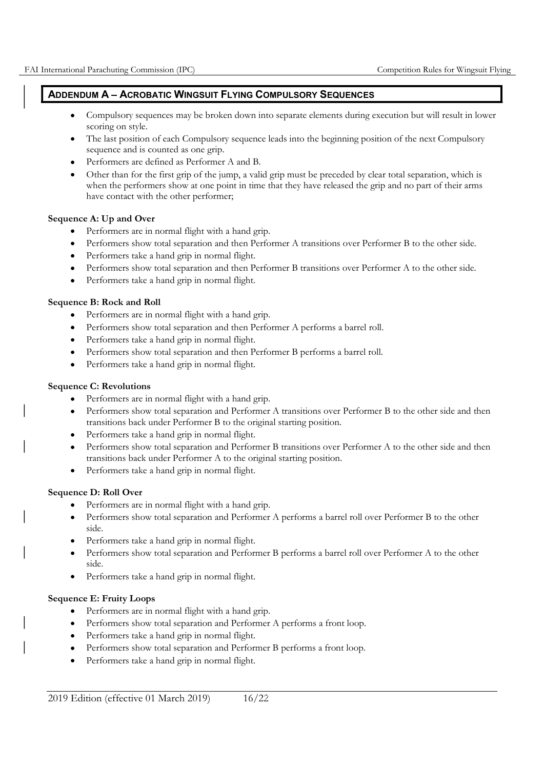## ADDENDUM A – ACROBATIC WINGSUIT FLYING COMPULSORY SEQUENCES

- Compulsory sequences may be broken down into separate elements during execution but will result in lower scoring on style.
- The last position of each Compulsory sequence leads into the beginning position of the next Compulsory sequence and is counted as one grip.
- Performers are defined as Performer A and B.
- Other than for the first grip of the jump, a valid grip must be preceded by clear total separation, which is when the performers show at one point in time that they have released the grip and no part of their arms have contact with the other performer;

**Sequence A: Up and Over**

- Performers are in normal flight with a hand grip.
- Performers show total separation and then Performer A transitions over Performer B to the other side.
- Performers take a hand grip in normal flight.
- Performers show total separation and then Performer B transitions over Performer A to the other side.
- Performers take a hand grip in normal flight.

**Sequence B: Rock and Roll**

- Performers are in normal flight with a hand grip.
- Performers show total separation and then Performer A performs a barrel roll.
- Performers take a hand grip in normal flight.
- Performers show total separation and then Performer B performs a barrel roll.
- Performers take a hand grip in normal flight.

**Sequence C: Revolutions**

- Performers are in normal flight with a hand grip.
- Performers show total separation and Performer A transitions over Performer B to the other side and then transitions back under Performer B to the original starting position.
- Performers take a hand grip in normal flight.
- Performers show total separation and Performer B transitions over Performer A to the other side and then transitions back under Performer A to the original starting position.
- Performers take a hand grip in normal flight.

**Sequence D: Roll Over**

- Performers are in normal flight with a hand grip.
- Performers show total separation and Performer A performs a barrel roll over Performer B to the other side.
- Performers take a hand grip in normal flight.
- Performers show total separation and Performer B performs a barrel roll over Performer A to the other side.
- Performers take a hand grip in normal flight.

**Sequence E: Fruity Loops**

- Performers are in normal flight with a hand grip.
- Performers show total separation and Performer A performs a front loop.
- Performers take a hand grip in normal flight.
- Performers show total separation and Performer B performs a front loop.
- Performers take a hand grip in normal flight.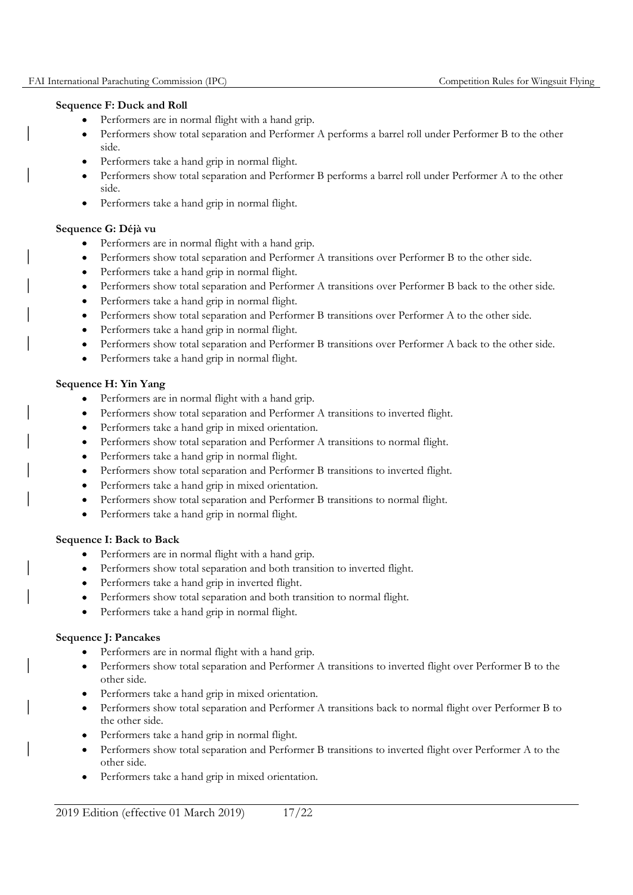**Sequence F: Duck and Roll**

- Performers are in normal flight with a hand grip.
- Performers show total separation and Performer A performs a barrel roll under Performer B to the other side.
- Performers take a hand grip in normal flight.
- Performers show total separation and Performer B performs a barrel roll under Performer A to the other side.
- Performers take a hand grip in normal flight.

**Sequence G: Déjà vu**

- Performers are in normal flight with a hand grip.
- Performers show total separation and Performer A transitions over Performer B to the other side.
- Performers take a hand grip in normal flight.
- Performers show total separation and Performer A transitions over Performer B back to the other side.
- Performers take a hand grip in normal flight.
- Performers show total separation and Performer B transitions over Performer A to the other side.
- Performers take a hand grip in normal flight.
- Performers show total separation and Performer B transitions over Performer A back to the other side.
- Performers take a hand grip in normal flight.

**Sequence H: Yin Yang**

- Performers are in normal flight with a hand grip.
- Performers show total separation and Performer A transitions to inverted flight.
- Performers take a hand grip in mixed orientation.
- Performers show total separation and Performer A transitions to normal flight.
- Performers take a hand grip in normal flight.
- Performers show total separation and Performer B transitions to inverted flight.
- Performers take a hand grip in mixed orientation.
- Performers show total separation and Performer B transitions to normal flight.
- Performers take a hand grip in normal flight.

**Sequence I: Back to Back**

- Performers are in normal flight with a hand grip.
- Performers show total separation and both transition to inverted flight.
- Performers take a hand grip in inverted flight.
- Performers show total separation and both transition to normal flight.
- Performers take a hand grip in normal flight.

**Sequence J: Pancakes**

- Performers are in normal flight with a hand grip.
- Performers show total separation and Performer A transitions to inverted flight over Performer B to the other side.
- Performers take a hand grip in mixed orientation.
- Performers show total separation and Performer A transitions back to normal flight over Performer B to the other side.
- Performers take a hand grip in normal flight.
- Performers show total separation and Performer B transitions to inverted flight over Performer A to the other side.
- Performers take a hand grip in mixed orientation.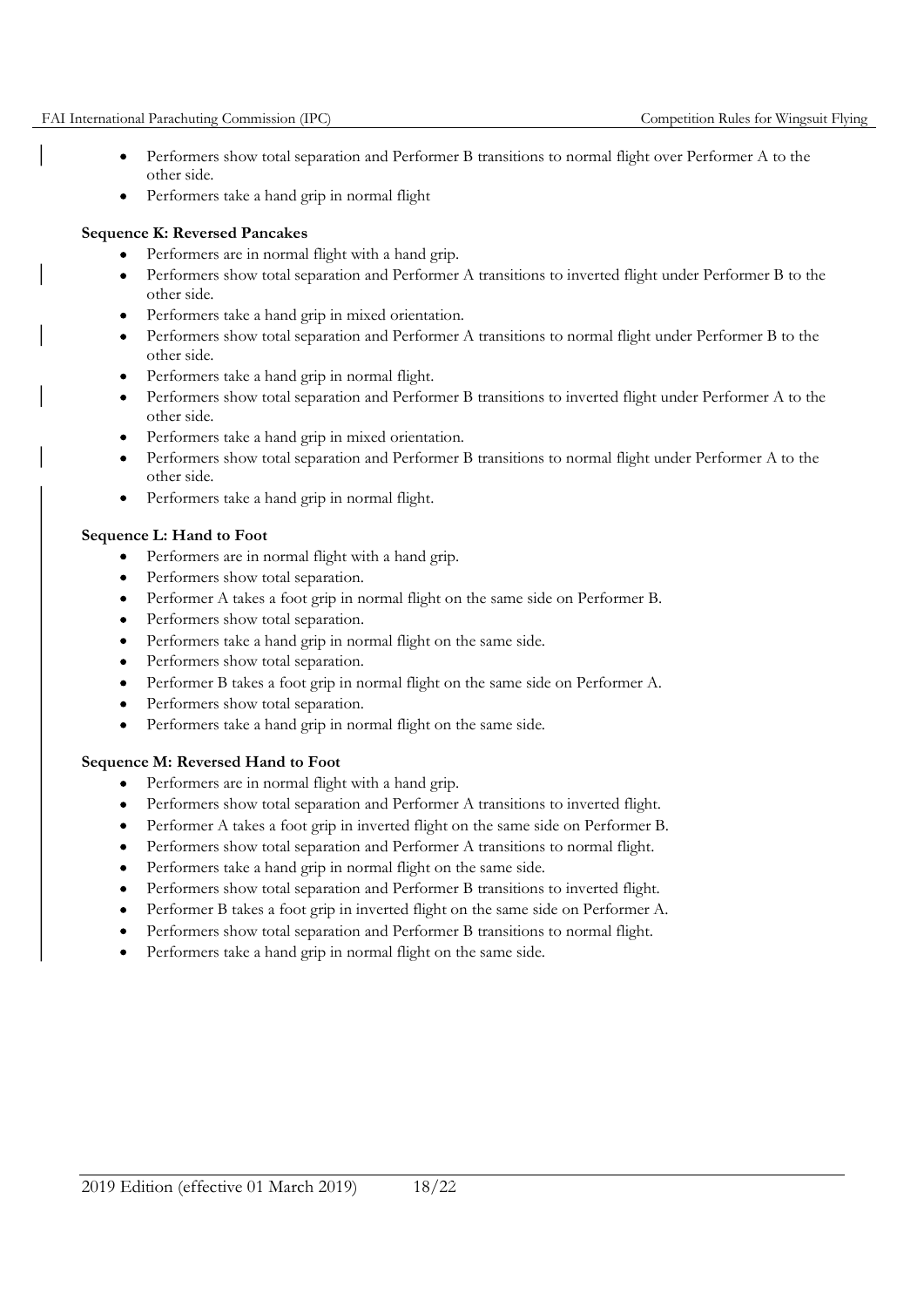- Performers show total separation and Performer B transitions to normal flight over Performer A to the other side.
- Performers take a hand grip in normal flight

**Sequence K: Reversed Pancakes**

- Performers are in normal flight with a hand grip.
- Performers show total separation and Performer A transitions to inverted flight under Performer B to the other side.
- Performers take a hand grip in mixed orientation.
- Performers show total separation and Performer A transitions to normal flight under Performer B to the other side.
- Performers take a hand grip in normal flight.
- Performers show total separation and Performer B transitions to inverted flight under Performer A to the other side.
- Performers take a hand grip in mixed orientation.
- Performers show total separation and Performer B transitions to normal flight under Performer A to the other side.
- Performers take a hand grip in normal flight.

**Sequence L: Hand to Foot**

- Performers are in normal flight with a hand grip.
- Performers show total separation.
- Performer A takes a foot grip in normal flight on the same side on Performer B.
- Performers show total separation.
- Performers take a hand grip in normal flight on the same side.
- Performers show total separation.
- Performer B takes a foot grip in normal flight on the same side on Performer A.
- Performers show total separation.
- Performers take a hand grip in normal flight on the same side.

**Sequence M: Reversed Hand to Foot**

- Performers are in normal flight with a hand grip.
- Performers show total separation and Performer A transitions to inverted flight.
- Performer A takes a foot grip in inverted flight on the same side on Performer B.
- Performers show total separation and Performer A transitions to normal flight.
- Performers take a hand grip in normal flight on the same side.
- Performers show total separation and Performer B transitions to inverted flight.
- Performer B takes a foot grip in inverted flight on the same side on Performer A.
- Performers show total separation and Performer B transitions to normal flight.
- Performers take a hand grip in normal flight on the same side.